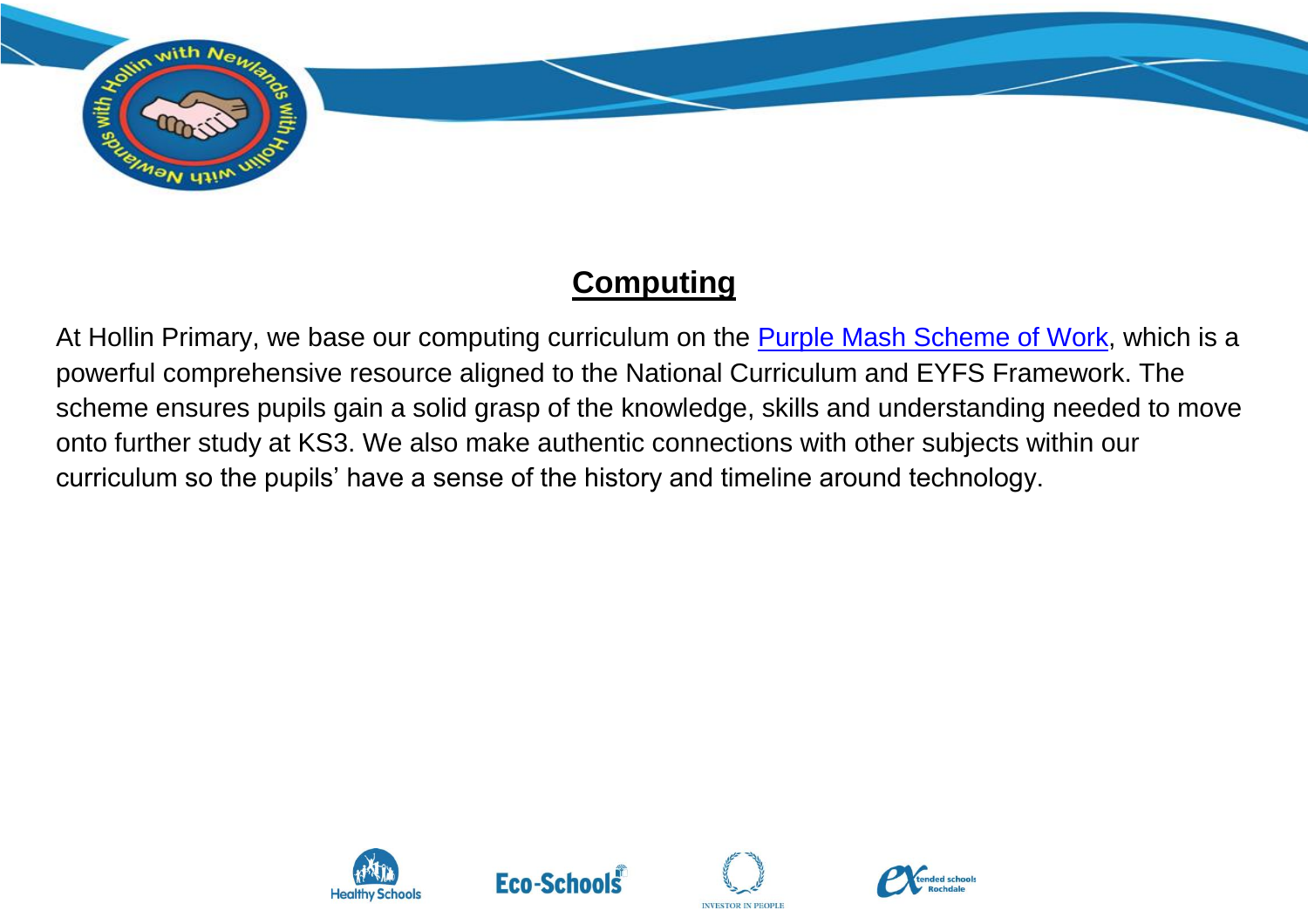# Computing

At Hollin Primary, we base our computing curriculum on the Purple Mash Scheme of Work, which is a powerful comprehensive resource aligned to the National Curriculum and EYFS Framework. The scheme ensures pupils gain a solid grasp of the knowledge, skills and understanding needed to move onto further study at KS3. We also make authentic connections with other subjects within our curriculum so the pupils' have a sense of the history and timeline around technology.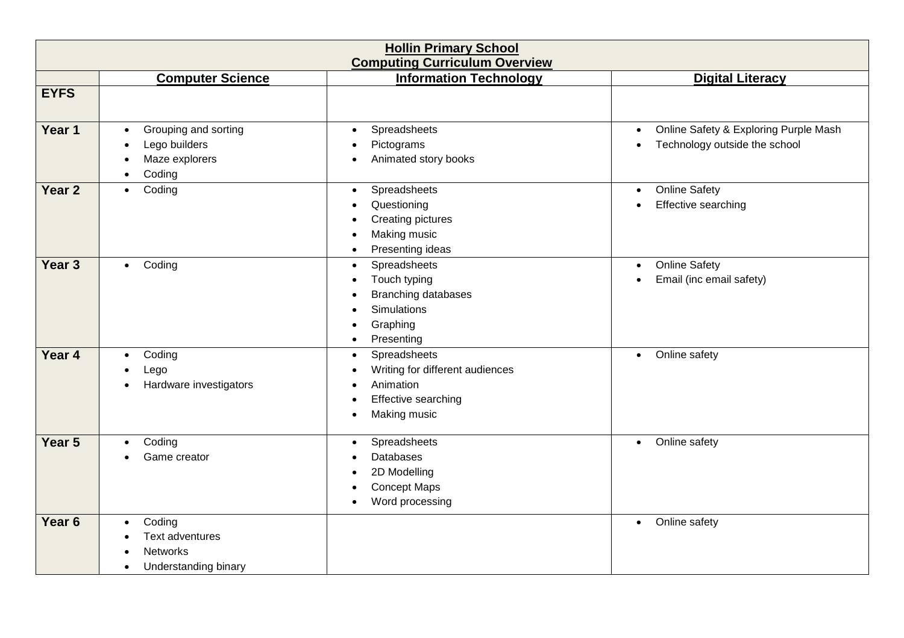**Hollin Primary School**
**Computing Curriculum Overview**

| | Computer Science | Information Technology | Digital Literacy |
|---|---|---|---|
| **EYFS** | | | |
| **Year 1** | • Grouping and sorting<br>• Lego builders<br>• Maze explorers<br>• Coding | • Spreadsheets<br>• Pictograms<br>• Animated story books | • Online Safety & Exploring Purple Mash<br>• Technology outside the school |
| **Year 2** | • Coding | • Spreadsheets<br>• Questioning<br>• Creating pictures<br>• Making music<br>• Presenting ideas | • Online Safety<br>• Effective searching |
| **Year 3** | • Coding | • Spreadsheets<br>• Touch typing<br>• Branching databases<br>• Simulations<br>• Graphing<br>• Presenting | • Online Safety<br>• Email (inc email safety) |
| **Year 4** | • Coding<br>• Lego<br>• Hardware investigators | • Spreadsheets<br>• Writing for different audiences<br>• Animation<br>• Effective searching<br>• Making music | • Online safety |
| **Year 5** | • Coding<br>• Game creator | • Spreadsheets<br>• Databases<br>• 2D Modelling<br>• Concept Maps<br>• Word processing | • Online safety |
| **Year 6** | • Coding<br>• Text adventures<br>• Networks<br>• Understanding binary | | • Online safety |